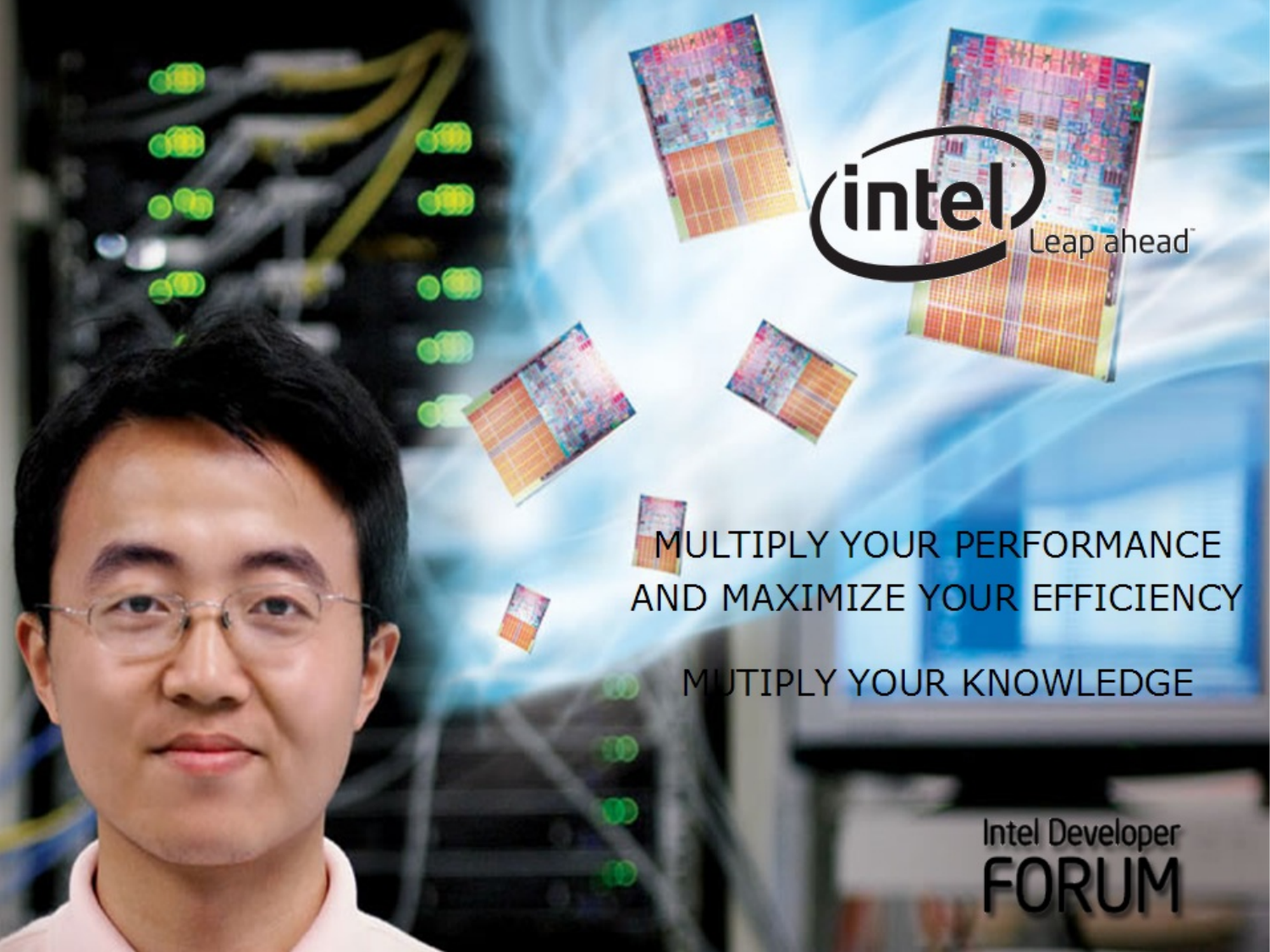MULTIPLY YOUR PERFORMANCE
AND MAXIMIZE YOUR EFFICIENCY

MUTIPLY YOUR KNOWLEDGE

Intel Developer
FORUM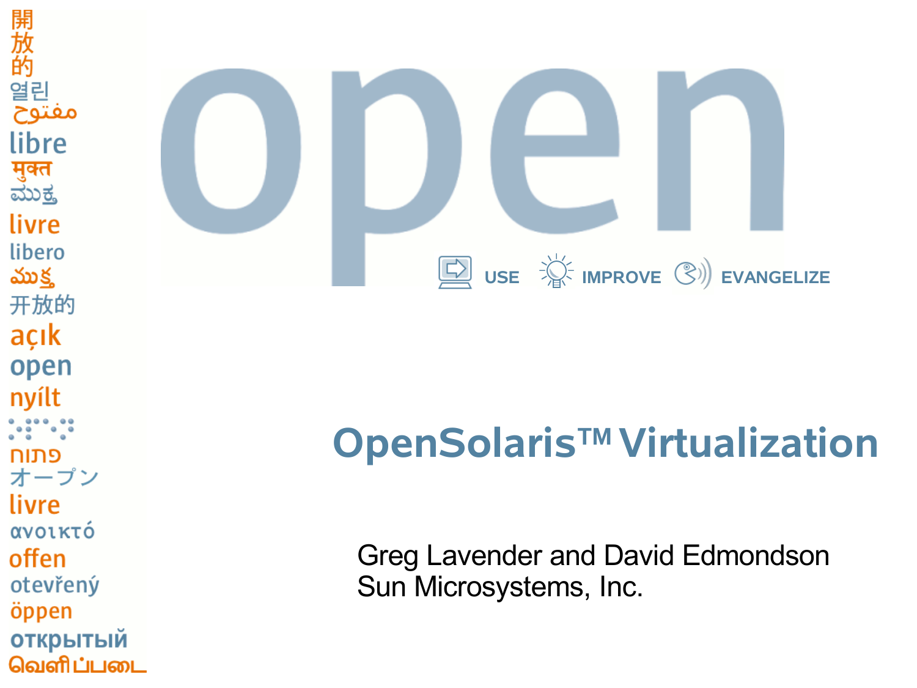開
放
的
열린
مفتوح
libre
मुक्त
ಮುಕ್ತ
livre
libero
ముక్త
开放的
açık
open
nyílt
פתוח
オープン
livre
ανοικτό
offen
otevřený
öppen
открытый
வெளிப்படை

# open

USE IMPROVE EVANGELIZE

## OpenSolaris™ Virtualization

Greg Lavender and David Edmondson
Sun Microsystems, Inc.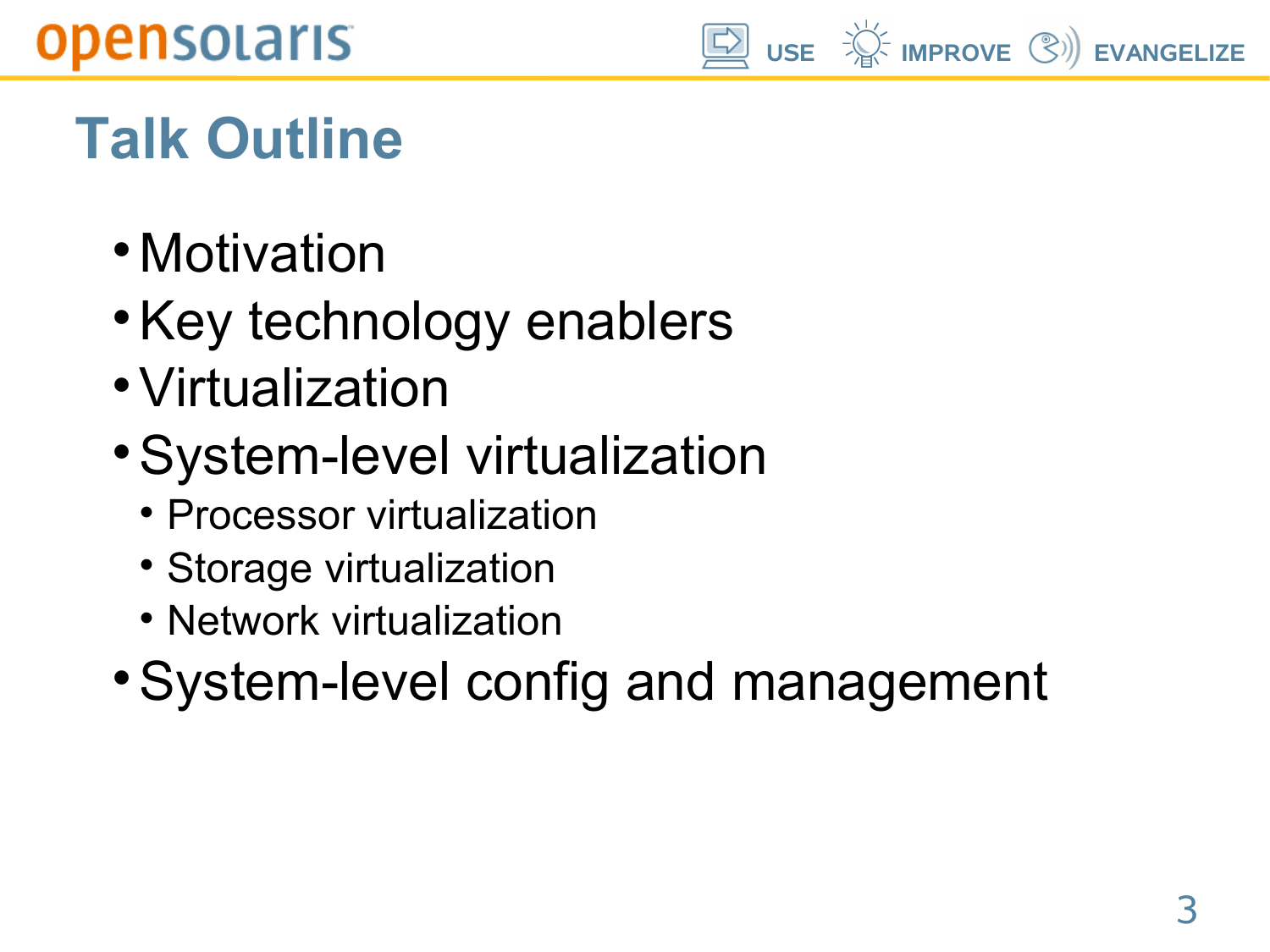# Talk Outline

- Motivation
- Key technology enablers
- Virtualization
- System-level virtualization
  - Processor virtualization
  - Storage virtualization
  - Network virtualization
- System-level config and management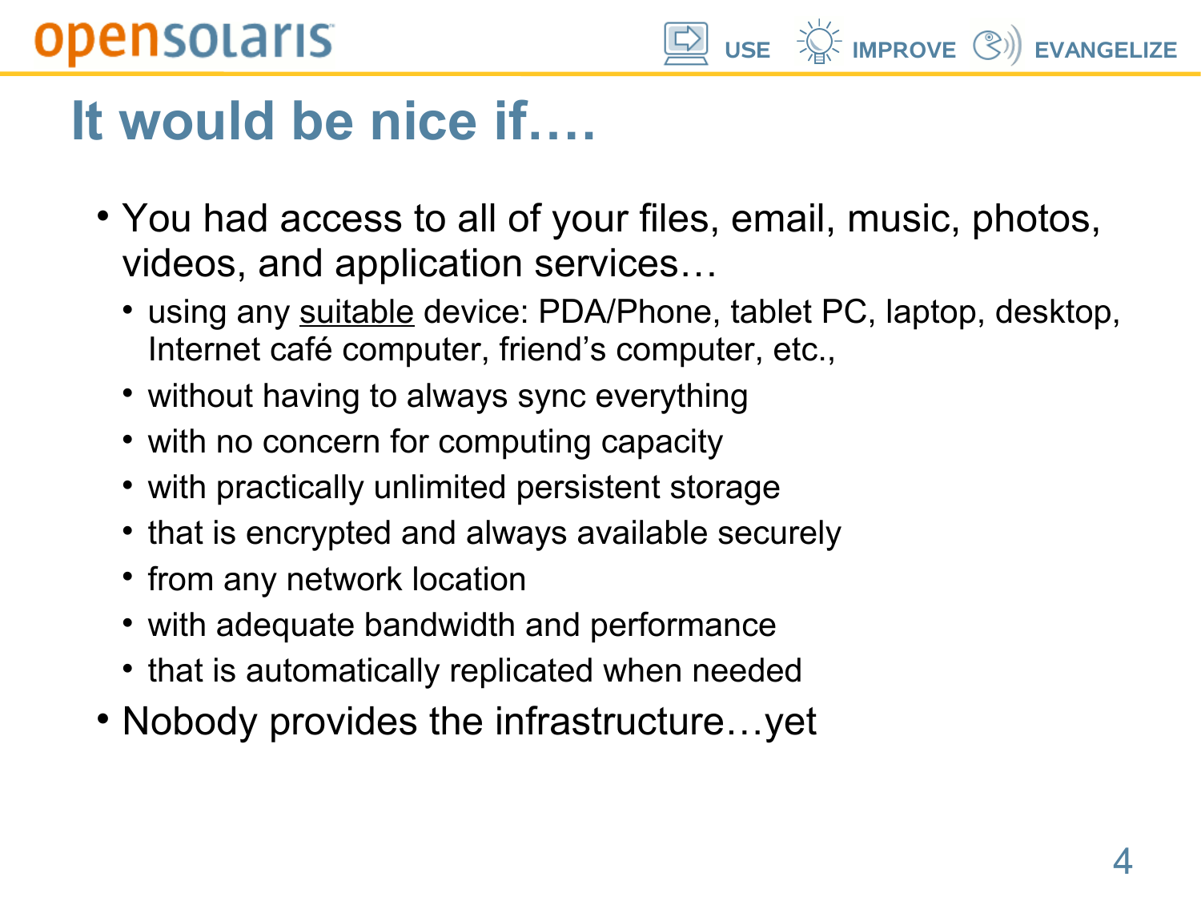# It would be nice if….

- You had access to all of your files, email, music, photos, videos, and application services…
  - using any <u>suitable</u> device: PDA/Phone, tablet PC, laptop, desktop, Internet café computer, friend's computer, etc.,
  - without having to always sync everything
  - with no concern for computing capacity
  - with practically unlimited persistent storage
  - that is encrypted and always available securely
  - from any network location
  - with adequate bandwidth and performance
  - that is automatically replicated when needed
- Nobody provides the infrastructure…yet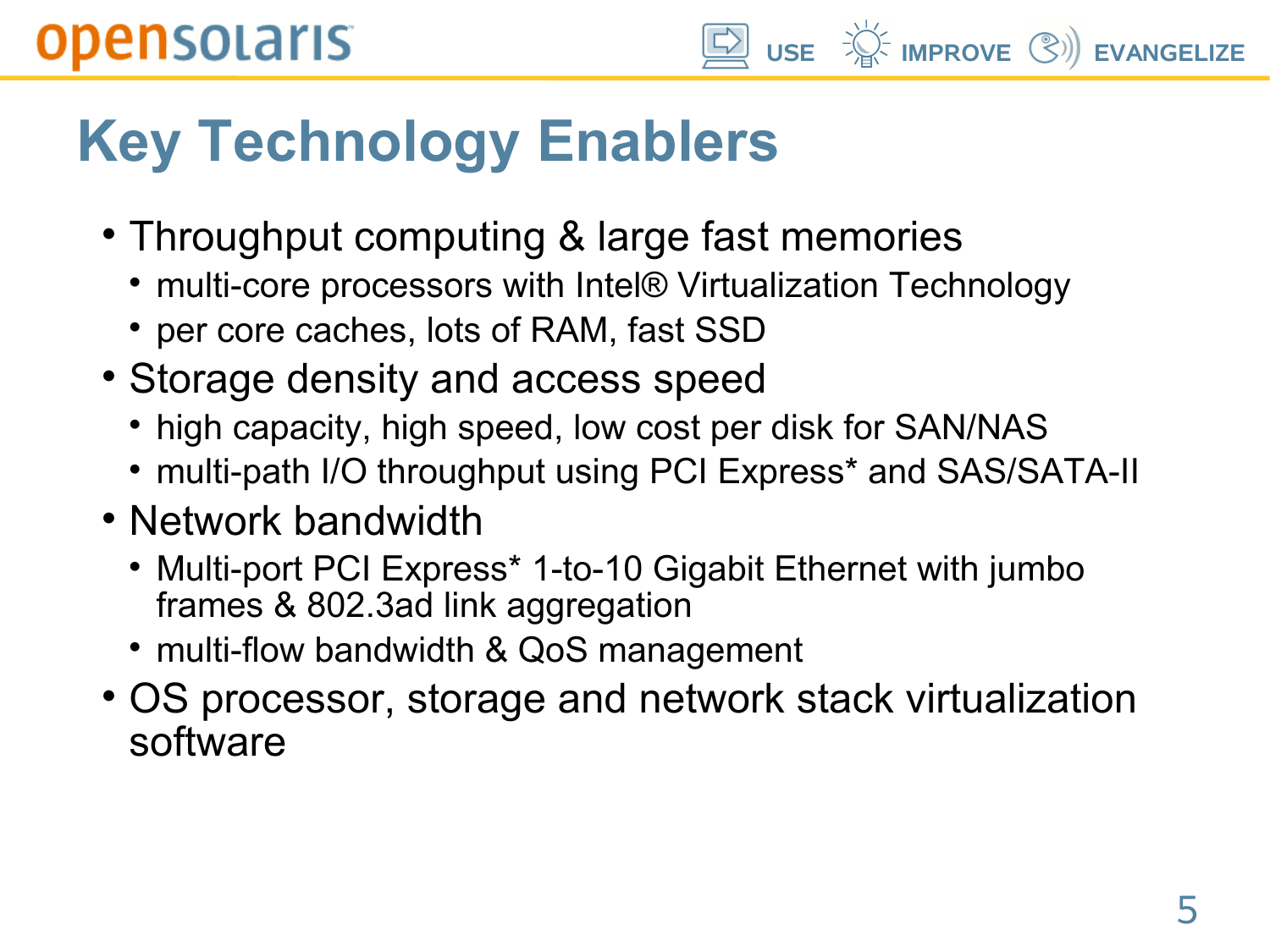# Key Technology Enablers

- Throughput computing & large fast memories
  - multi-core processors with Intel® Virtualization Technology
  - per core caches, lots of RAM, fast SSD
- Storage density and access speed
  - high capacity, high speed, low cost per disk for SAN/NAS
  - multi-path I/O throughput using PCI Express* and SAS/SATA-II
- Network bandwidth
  - Multi-port PCI Express* 1-to-10 Gigabit Ethernet with jumbo frames & 802.3ad link aggregation
  - multi-flow bandwidth & QoS management
- OS processor, storage and network stack virtualization software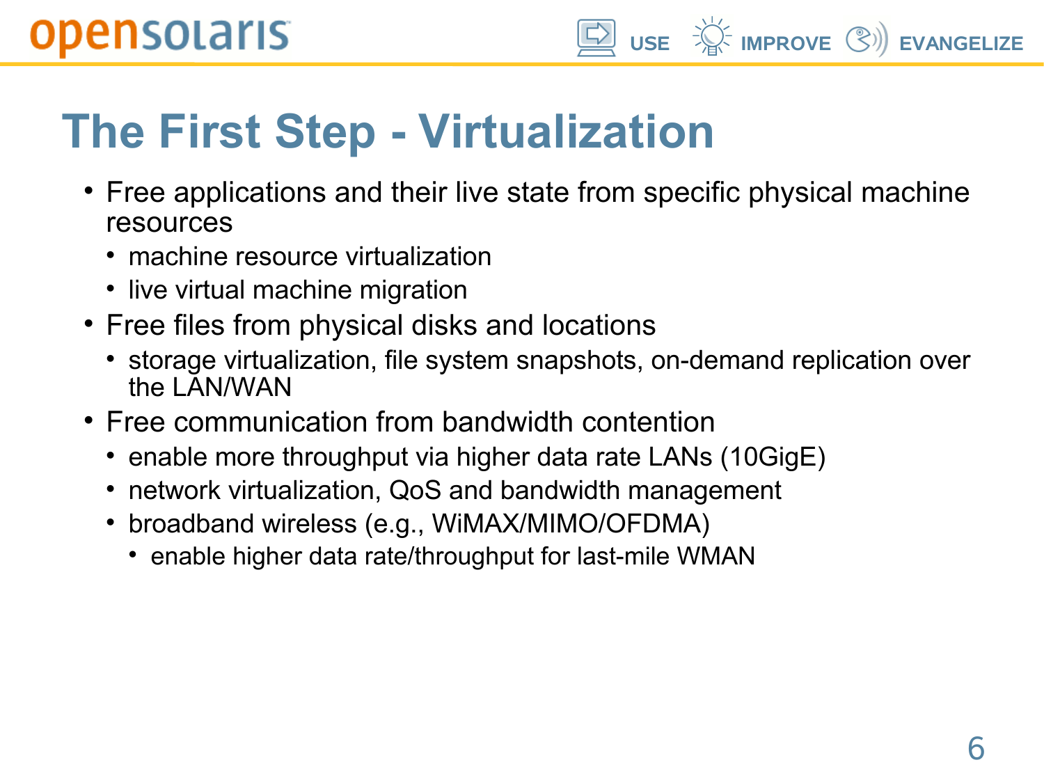# The First Step - Virtualization

- Free applications and their live state from specific physical machine resources
  - machine resource virtualization
  - live virtual machine migration
- Free files from physical disks and locations
  - storage virtualization, file system snapshots, on-demand replication over the LAN/WAN
- Free communication from bandwidth contention
  - enable more throughput via higher data rate LANs (10GigE)
  - network virtualization, QoS and bandwidth management
  - broadband wireless (e.g., WiMAX/MIMO/OFDMA)
    - enable higher data rate/throughput for last-mile WMAN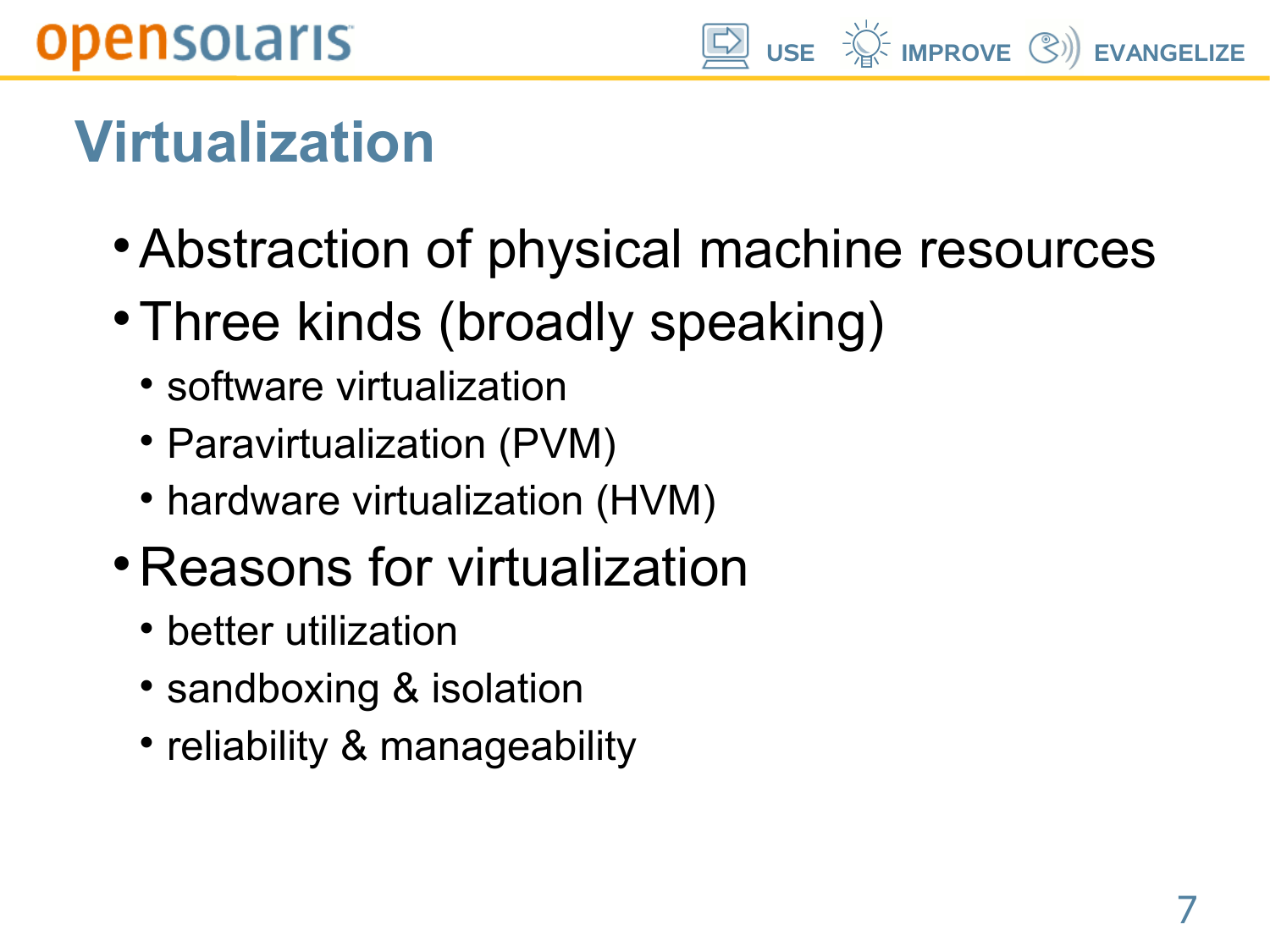# Virtualization

- Abstraction of physical machine resources
- Three kinds (broadly speaking)
  - software virtualization
  - Paravirtualization (PVM)
  - hardware virtualization (HVM)
- Reasons for virtualization
  - better utilization
  - sandboxing & isolation
  - reliability & manageability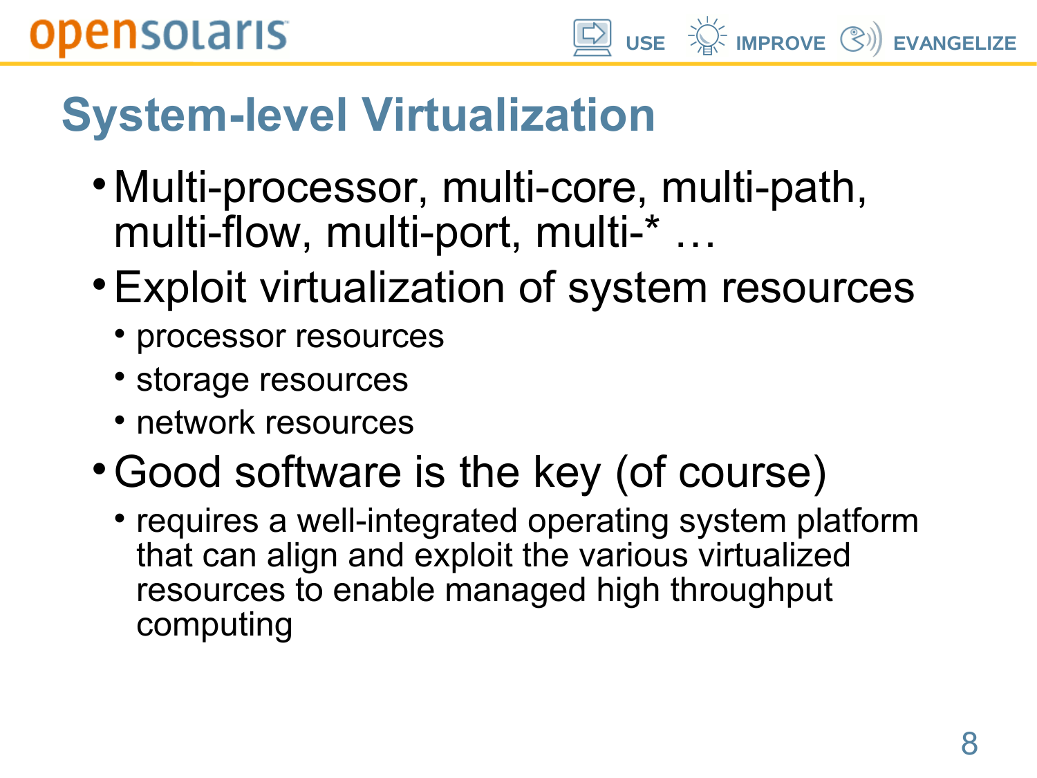# System-level Virtualization

- Multi-processor, multi-core, multi-path, multi-flow, multi-port, multi-* …
- Exploit virtualization of system resources
  - processor resources
  - storage resources
  - network resources
- Good software is the key (of course)
  - requires a well-integrated operating system platform that can align and exploit the various virtualized resources to enable managed high throughput computing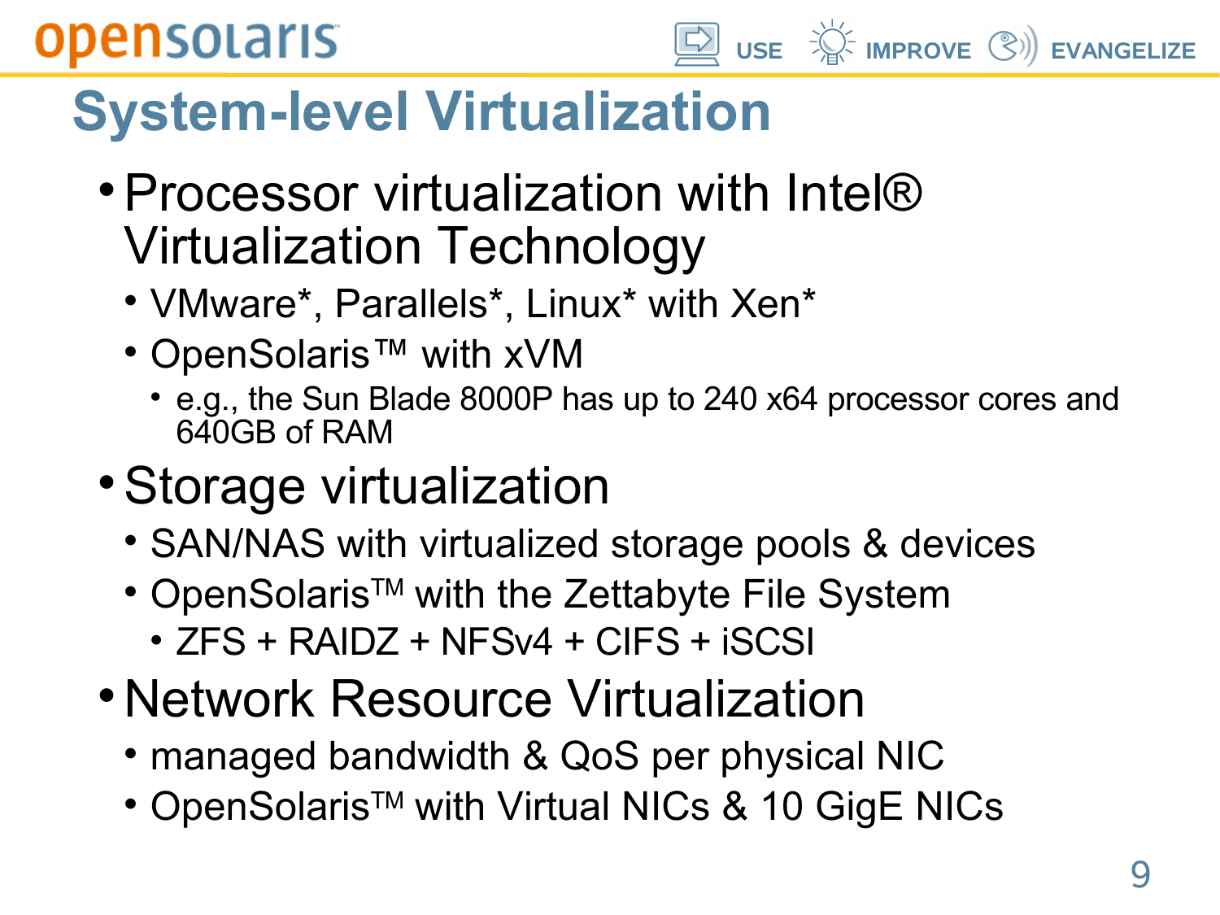# System-level Virtualization

- Processor virtualization with Intel® Virtualization Technology
  - VMware*, Parallels*, Linux* with Xen*
  - OpenSolaris™ with xVM
    - e.g., the Sun Blade 8000P has up to 240 x64 processor cores and 640GB of RAM
- Storage virtualization
  - SAN/NAS with virtualized storage pools & devices
  - OpenSolaris™ with the Zettabyte File System
    - ZFS + RAIDZ + NFSv4 + CIFS + iSCSI
- Network Resource Virtualization
  - managed bandwidth & QoS per physical NIC
  - OpenSolaris™ with Virtual NICs & 10 GigE NICs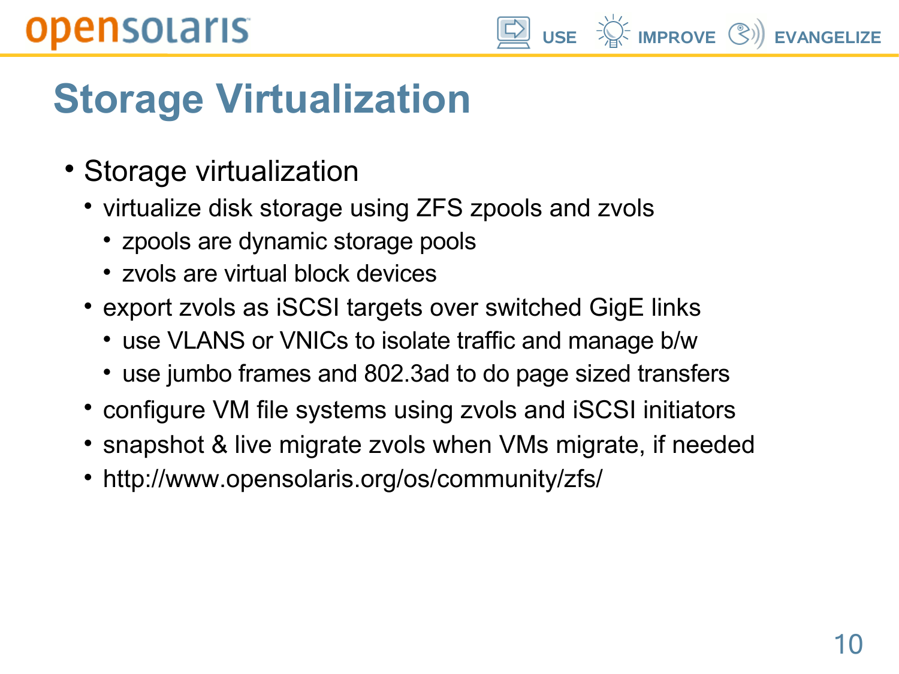# Storage Virtualization

- Storage virtualization
  - virtualize disk storage using ZFS zpools and zvols
    - zpools are dynamic storage pools
    - zvols are virtual block devices
  - export zvols as iSCSI targets over switched GigE links
    - use VLANS or VNICs to isolate traffic and manage b/w
    - use jumbo frames and 802.3ad to do page sized transfers
  - configure VM file systems using zvols and iSCSI initiators
  - snapshot & live migrate zvols when VMs migrate, if needed
  - http://www.opensolaris.org/os/community/zfs/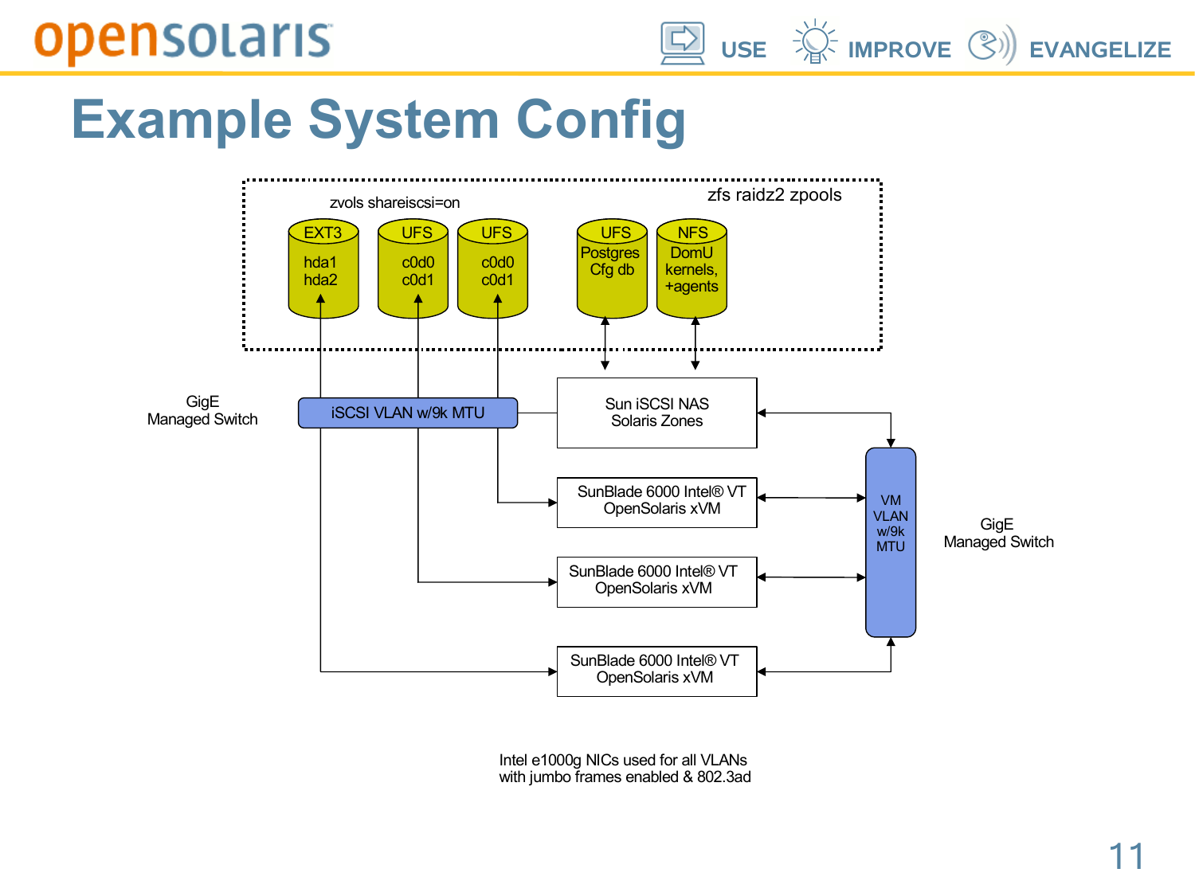# Example System Config

zvols shareiscsi=on

zfs raidz2 zpools

- EXT3: hda1, hda2
- UFS: c0d0, c0d1
- UFS: c0d0, c0d1
- UFS: Postgres Cfg db
- NFS: DomU kernels, +agents

GigE Managed Switch

iSCSI VLAN w/9k MTU

Sun iSCSI NAS
Solaris Zones

SunBlade 6000 Intel® VT
OpenSolaris xVM

SunBlade 6000 Intel® VT
OpenSolaris xVM

SunBlade 6000 Intel® VT
OpenSolaris xVM

VM VLAN w/9k MTU

GigE Managed Switch

Intel e1000g NICs used for all VLANs
with jumbo frames enabled & 802.3ad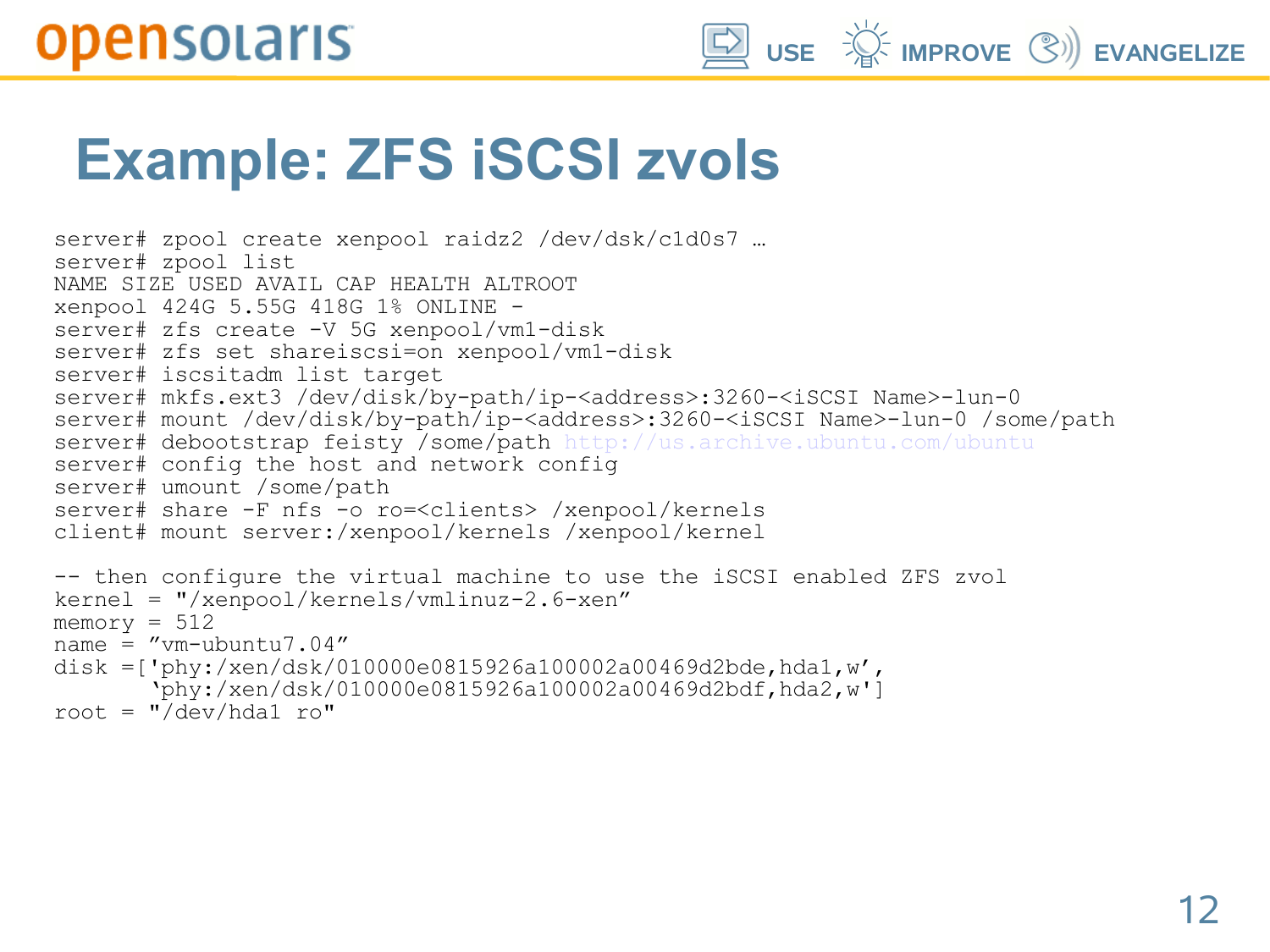# Example: ZFS iSCSI zvols

```
server# zpool create xenpool raidz2 /dev/dsk/c1d0s7 …
server# zpool list
NAME SIZE USED AVAIL CAP HEALTH ALTROOT
xenpool 424G 5.55G 418G 1% ONLINE -
server# zfs create -V 5G xenpool/vm1-disk
server# zfs set shareiscsi=on xenpool/vm1-disk
server# iscsitadm list target
server# mkfs.ext3 /dev/disk/by-path/ip-<address>:3260-<iSCSI Name>-lun-0
server# mount /dev/disk/by-path/ip-<address>:3260-<iSCSI Name>-lun-0 /some/path
server# debootstrap feisty /some/path http://us.archive.ubuntu.com/ubuntu
server# config the host and network config
server# umount /some/path
server# share -F nfs -o ro=<clients> /xenpool/kernels
client# mount server:/xenpool/kernels /xenpool/kernel

-- then configure the virtual machine to use the iSCSI enabled ZFS zvol
kernel = "/xenpool/kernels/vmlinuz-2.6-xen”
memory = 512
name = ”vm-ubuntu7.04”
disk =['phy:/xen/dsk/010000e0815926a100002a00469d2bde,hda1,w’,
       ‘phy:/xen/dsk/010000e0815926a100002a00469d2bdf,hda2,w']
root = "/dev/hda1 ro"
```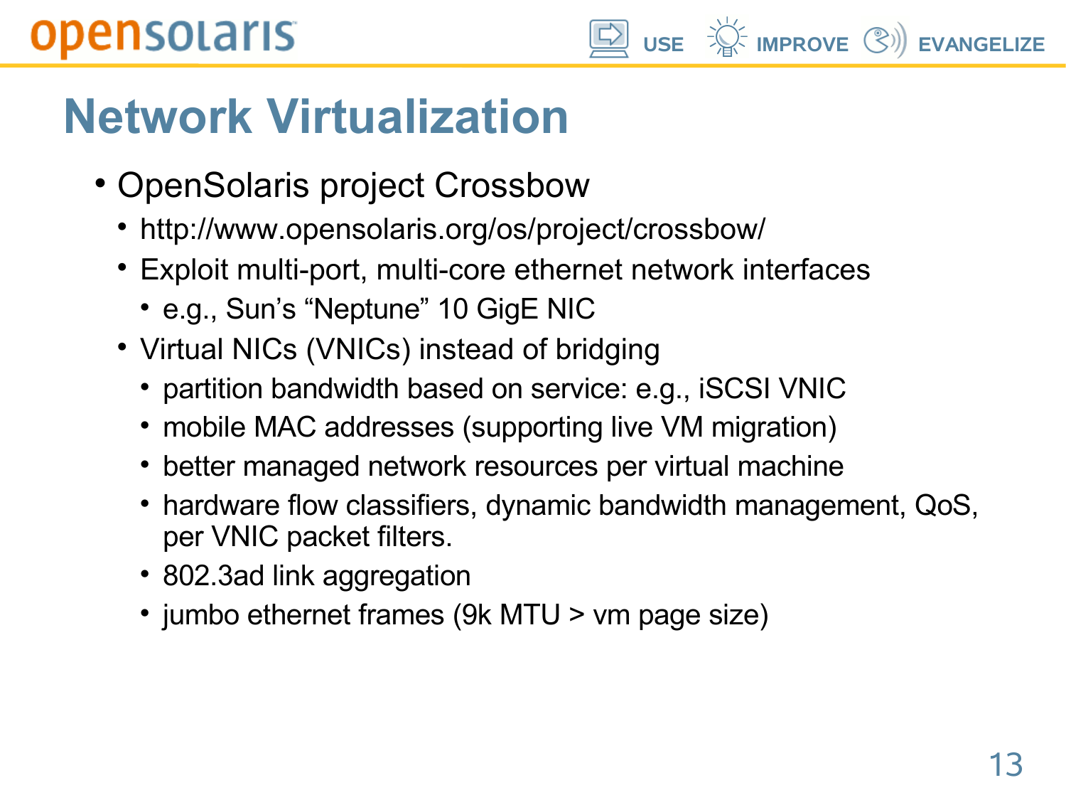# Network Virtualization

- OpenSolaris project Crossbow
  - http://www.opensolaris.org/os/project/crossbow/
  - Exploit multi-port, multi-core ethernet network interfaces
    - e.g., Sun's "Neptune" 10 GigE NIC
  - Virtual NICs (VNICs) instead of bridging
    - partition bandwidth based on service: e.g., iSCSI VNIC
    - mobile MAC addresses (supporting live VM migration)
    - better managed network resources per virtual machine
    - hardware flow classifiers, dynamic bandwidth management, QoS, per VNIC packet filters.
    - 802.3ad link aggregation
    - jumbo ethernet frames (9k MTU > vm page size)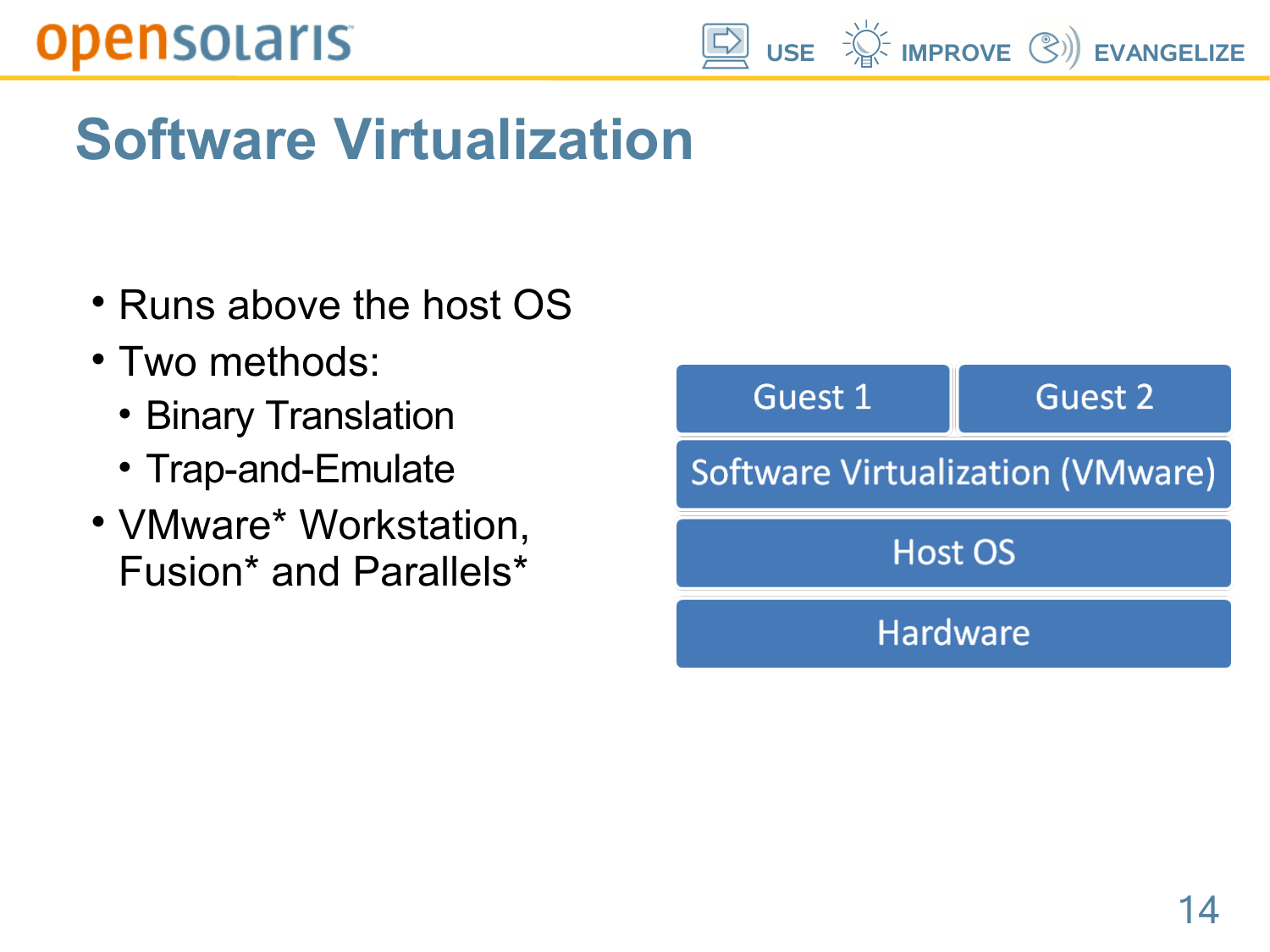# Software Virtualization

- Runs above the host OS
- Two methods:
  - Binary Translation
  - Trap-and-Emulate
- VMware* Workstation, Fusion* and Parallels*

| Guest 1 | Guest 2 |
| --- | --- |
| Software Virtualization (VMware) | |
| Host OS | |
| Hardware | |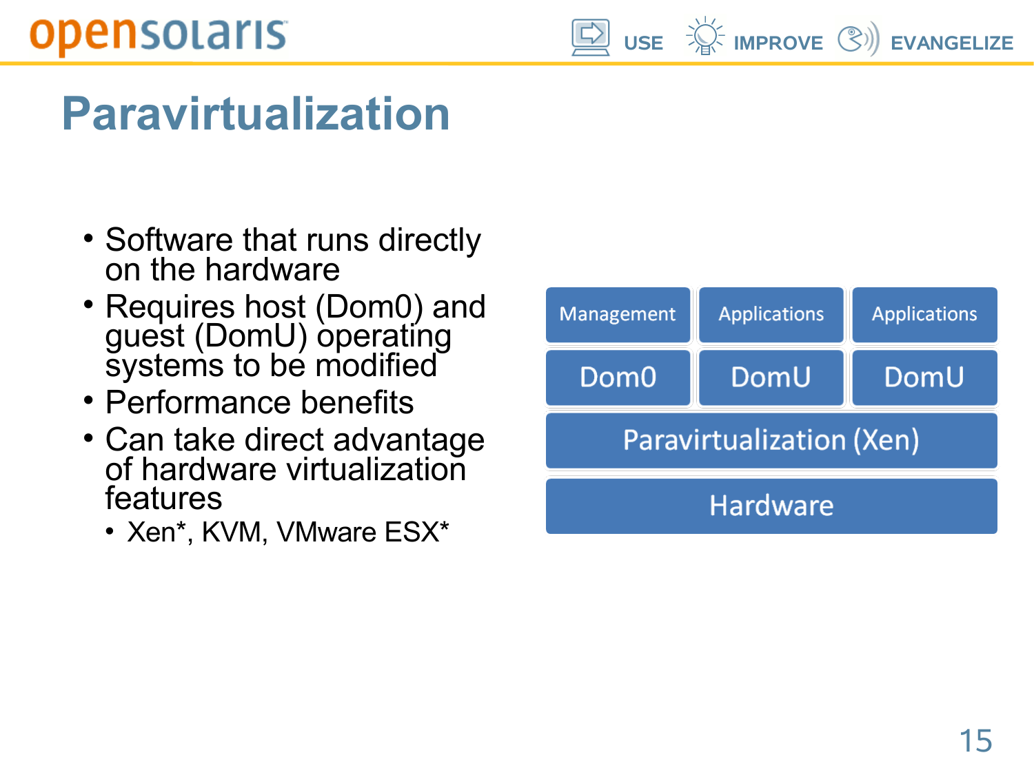# Paravirtualization

- Software that runs directly on the hardware
- Requires host (Dom0) and guest (DomU) operating systems to be modified
- Performance benefits
- Can take direct advantage of hardware virtualization features
  - Xen*, KVM, VMware ESX*

| Management | Applications | Applications |
| --- | --- | --- |
| Dom0 | DomU | DomU |
| Paravirtualization (Xen) | | |
| Hardware | | |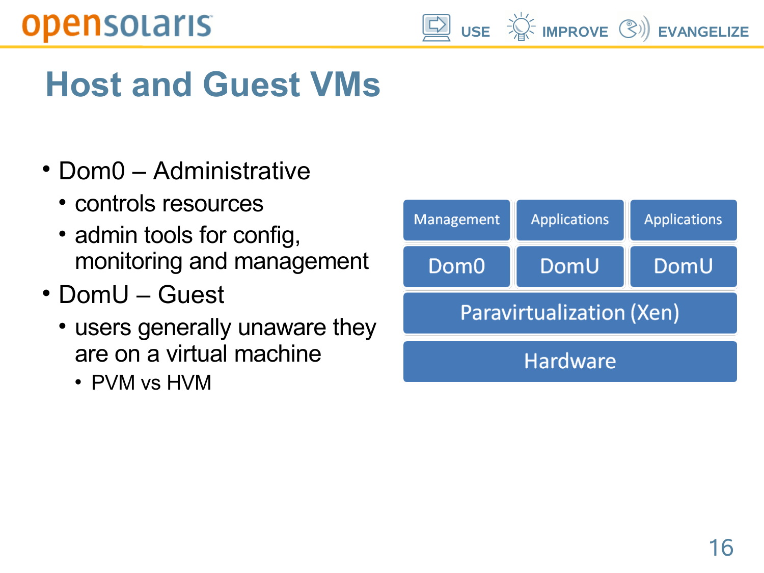# Host and Guest VMs

- Dom0 – Administrative
  - controls resources
  - admin tools for config, monitoring and management
- DomU – Guest
  - users generally unaware they are on a virtual machine
    - PVM vs HVM

| Management | Applications | Applications |
| --- | --- | --- |
| Dom0 | DomU | DomU |
| Paravirtualization (Xen) | | |
| Hardware | | |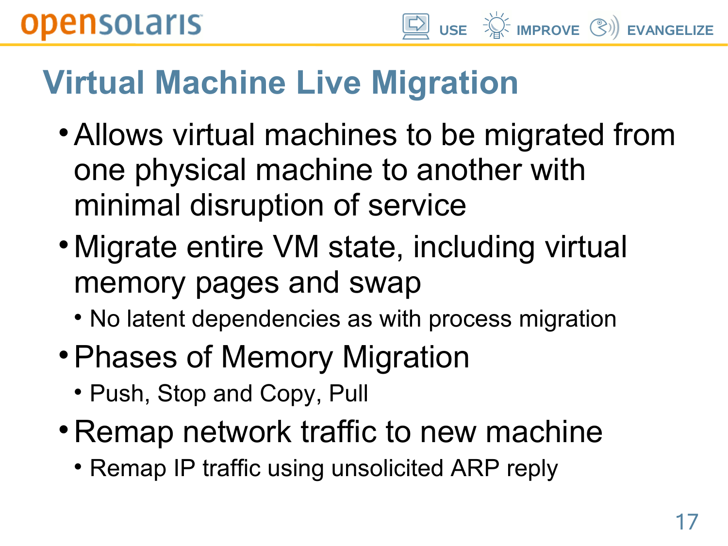# Virtual Machine Live Migration

- Allows virtual machines to be migrated from one physical machine to another with minimal disruption of service
- Migrate entire VM state, including virtual memory pages and swap
  - No latent dependencies as with process migration
- Phases of Memory Migration
  - Push, Stop and Copy, Pull
- Remap network traffic to new machine
  - Remap IP traffic using unsolicited ARP reply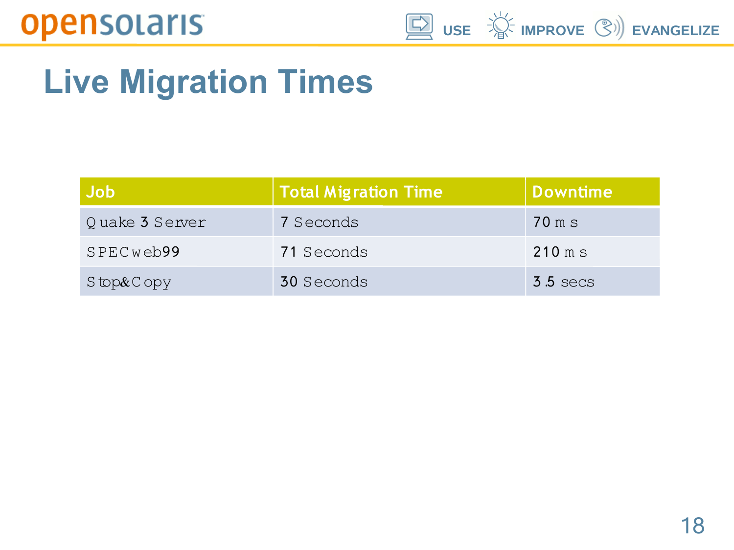# Live Migration Times

| Job | Total Migration Time | Downtime |
|---|---|---|
| Quake 3 Server | 7 Seconds | 70 ms |
| SPECweb99 | 71 Seconds | 210 ms |
| Stop&Copy | 30 Seconds | 3.5 secs |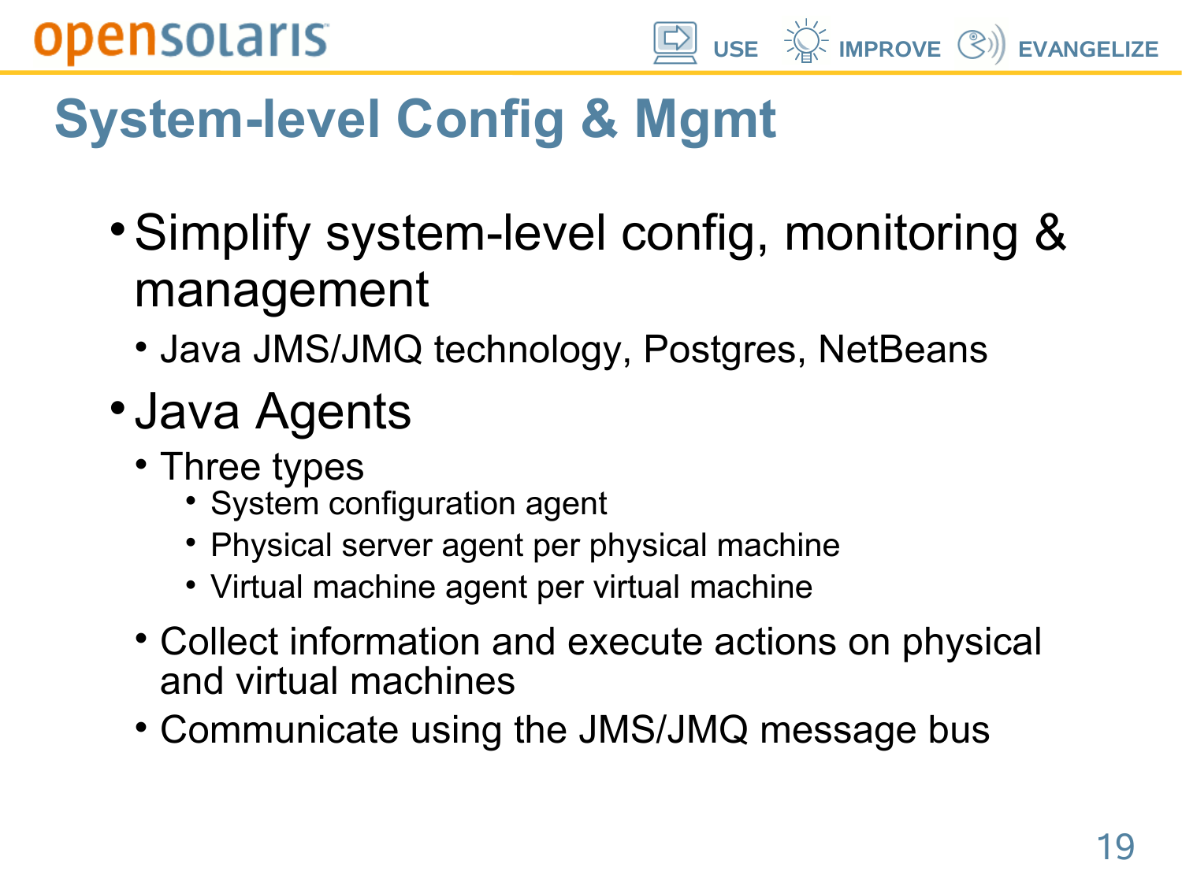# System-level Config & Mgmt

- Simplify system-level config, monitoring & management
  - Java JMS/JMQ technology, Postgres, NetBeans
- Java Agents
  - Three types
    - System configuration agent
    - Physical server agent per physical machine
    - Virtual machine agent per virtual machine
  - Collect information and execute actions on physical and virtual machines
  - Communicate using the JMS/JMQ message bus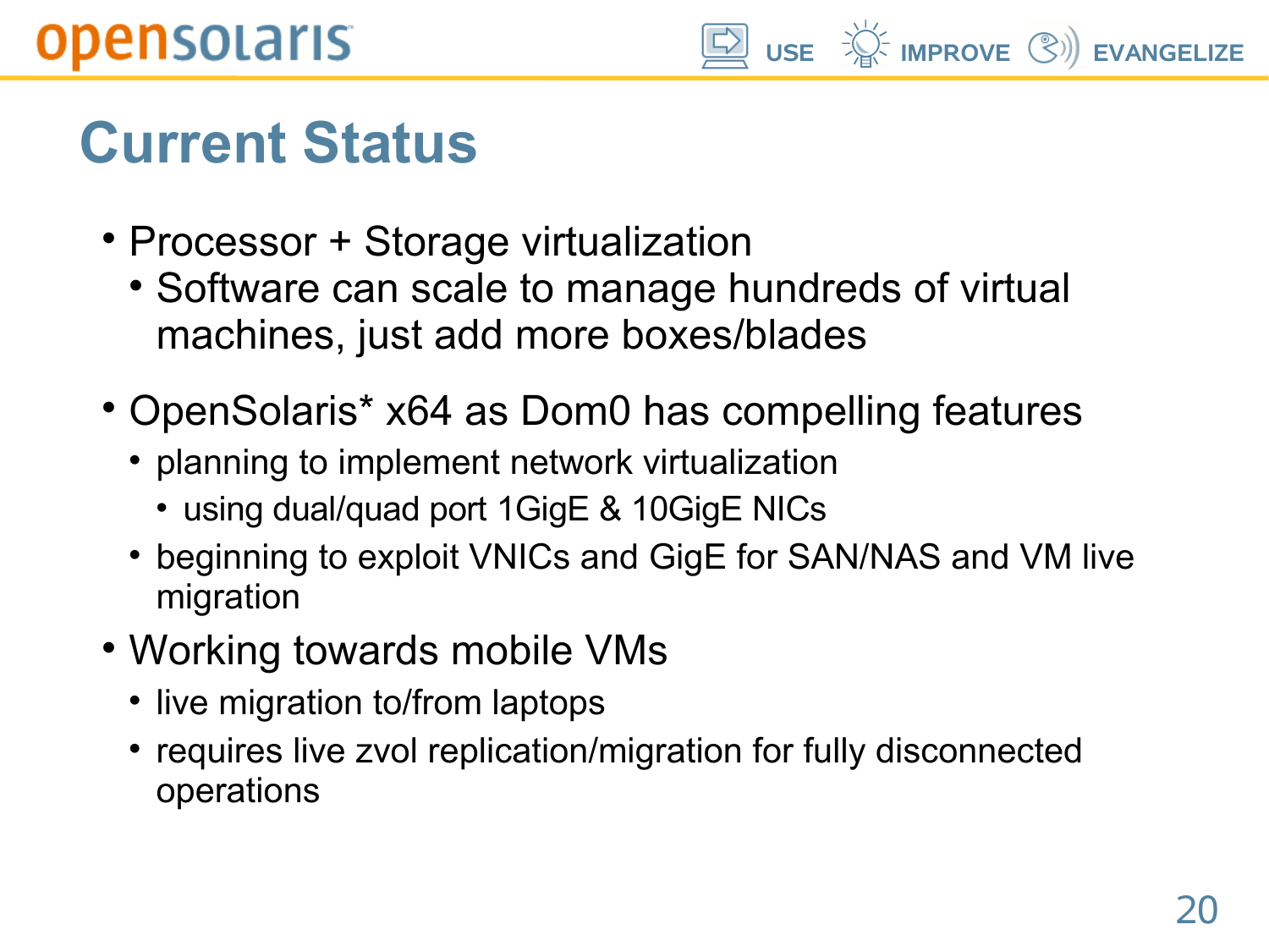# Current Status

- Processor + Storage virtualization
  - Software can scale to manage hundreds of virtual machines, just add more boxes/blades
- OpenSolaris* x64 as Dom0 has compelling features
  - planning to implement network virtualization
    - using dual/quad port 1GigE & 10GigE NICs
  - beginning to exploit VNICs and GigE for SAN/NAS and VM live migration
- Working towards mobile VMs
  - live migration to/from laptops
  - requires live zvol replication/migration for fully disconnected operations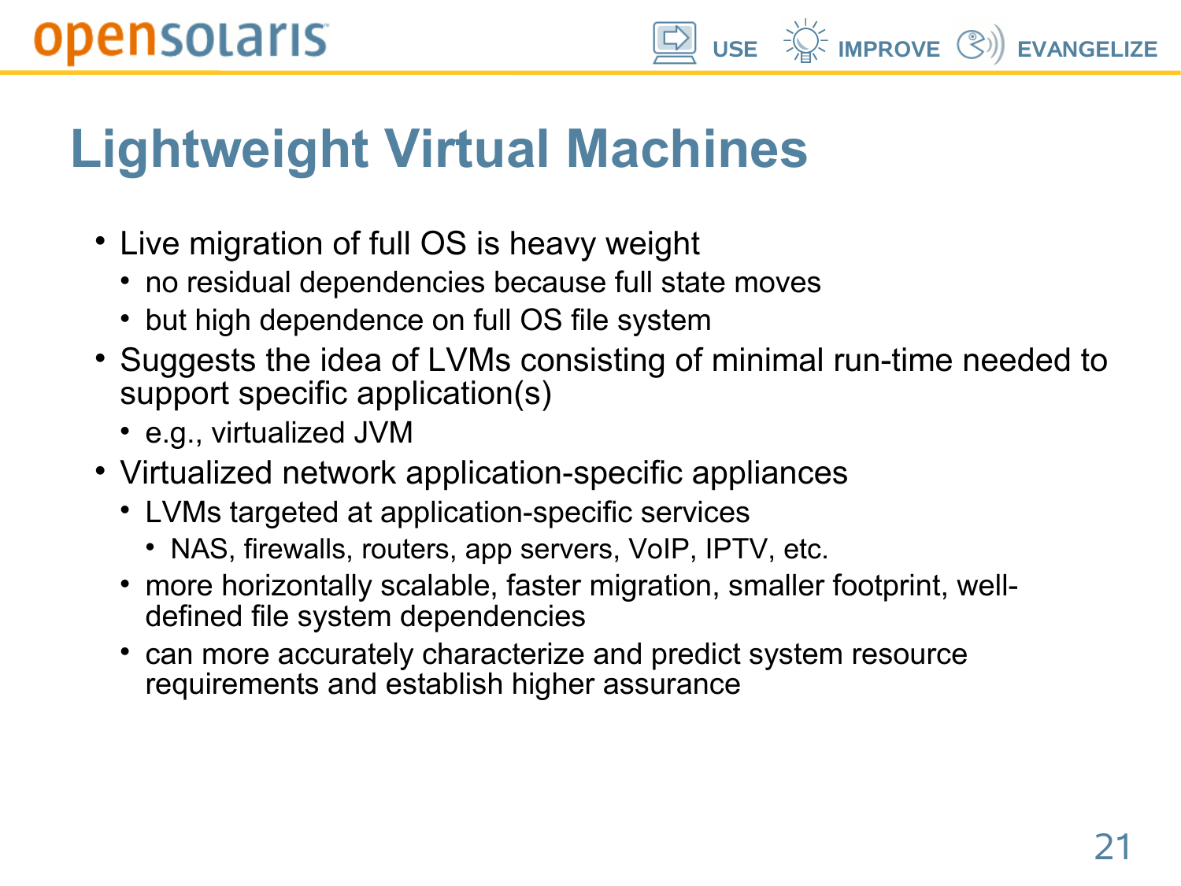# Lightweight Virtual Machines

- Live migration of full OS is heavy weight
  - no residual dependencies because full state moves
  - but high dependence on full OS file system
- Suggests the idea of LVMs consisting of minimal run-time needed to support specific application(s)
  - e.g., virtualized JVM
- Virtualized network application-specific appliances
  - LVMs targeted at application-specific services
    - NAS, firewalls, routers, app servers, VoIP, IPTV, etc.
  - more horizontally scalable, faster migration, smaller footprint, well-defined file system dependencies
  - can more accurately characterize and predict system resource requirements and establish higher assurance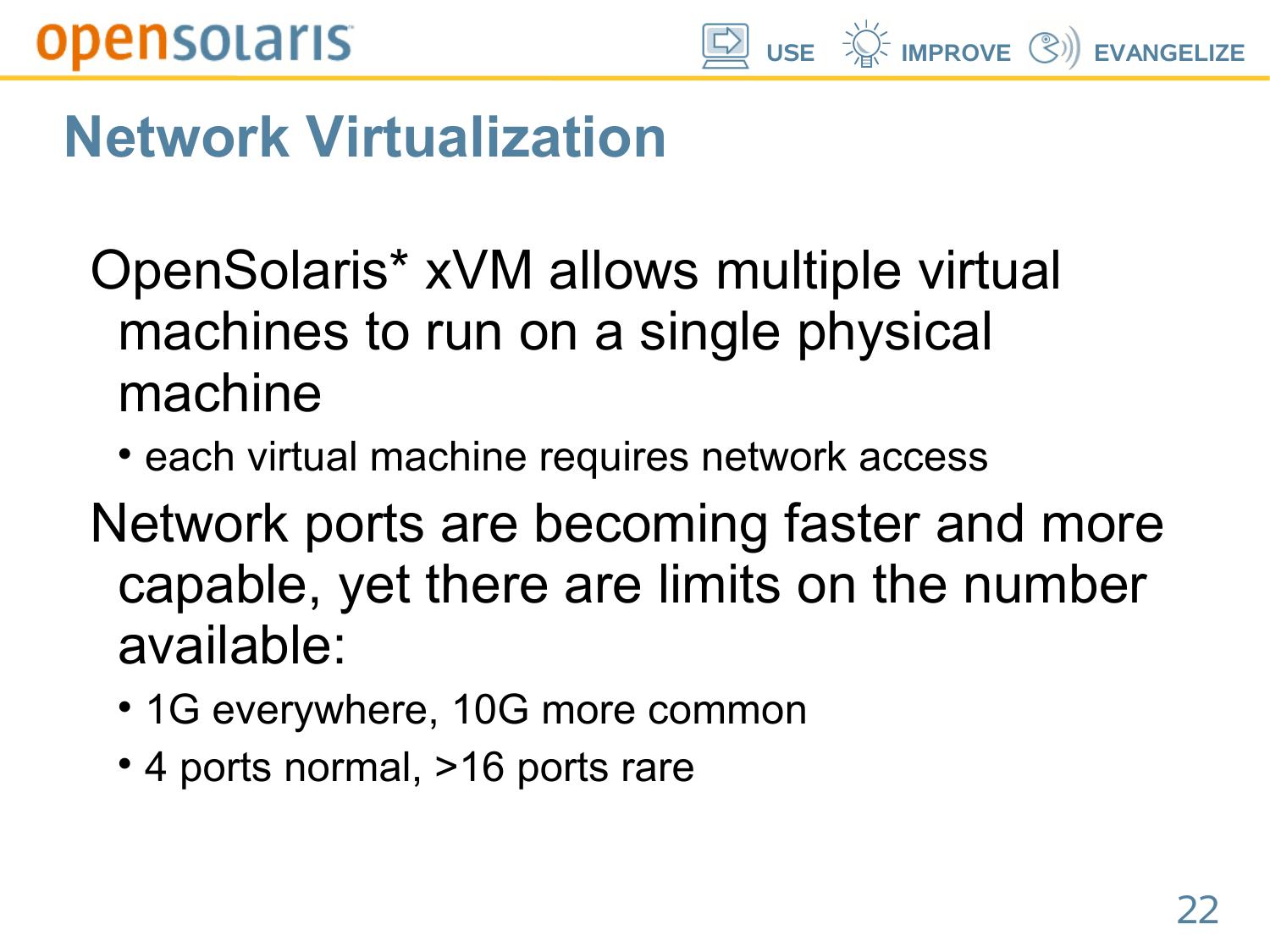# Network Virtualization

- OpenSolaris* xVM allows multiple virtual machines to run on a single physical machine
  - each virtual machine requires network access
- Network ports are becoming faster and more capable, yet there are limits on the number available:
  - 1G everywhere, 10G more common
  - 4 ports normal, >16 ports rare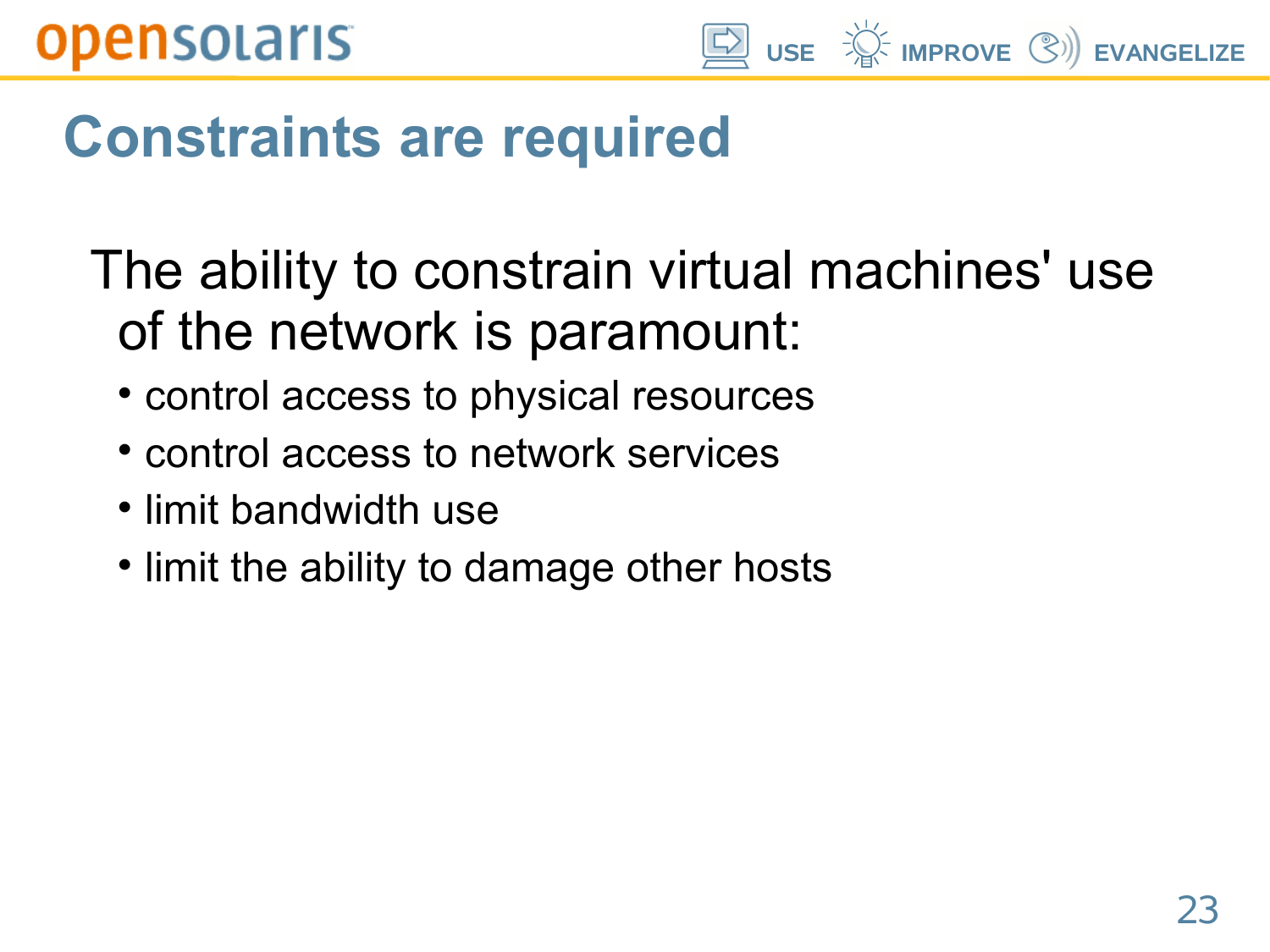# Constraints are required

The ability to constrain virtual machines' use of the network is paramount:

- control access to physical resources
- control access to network services
- limit bandwidth use
- limit the ability to damage other hosts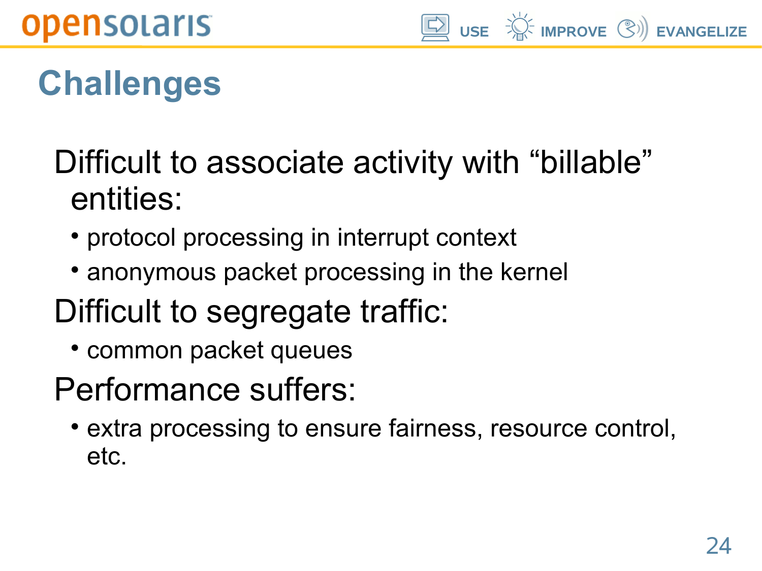# Challenges

Difficult to associate activity with “billable” entities:

- protocol processing in interrupt context
- anonymous packet processing in the kernel

Difficult to segregate traffic:

- common packet queues

Performance suffers:

- extra processing to ensure fairness, resource control, etc.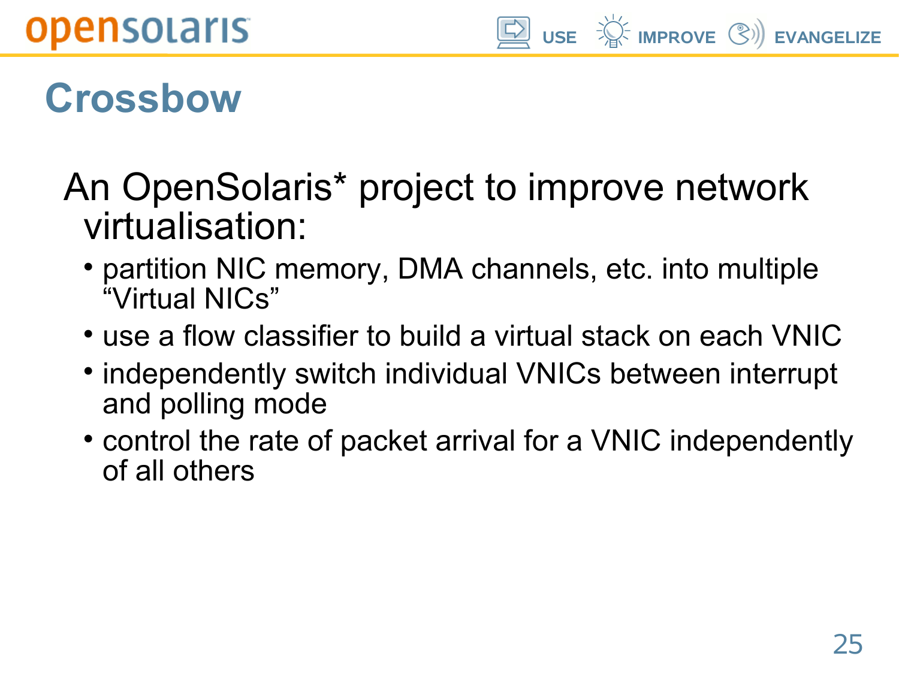# Crossbow

An OpenSolaris* project to improve network virtualisation:

- partition NIC memory, DMA channels, etc. into multiple “Virtual NICs”
- use a flow classifier to build a virtual stack on each VNIC
- independently switch individual VNICs between interrupt and polling mode
- control the rate of packet arrival for a VNIC independently of all others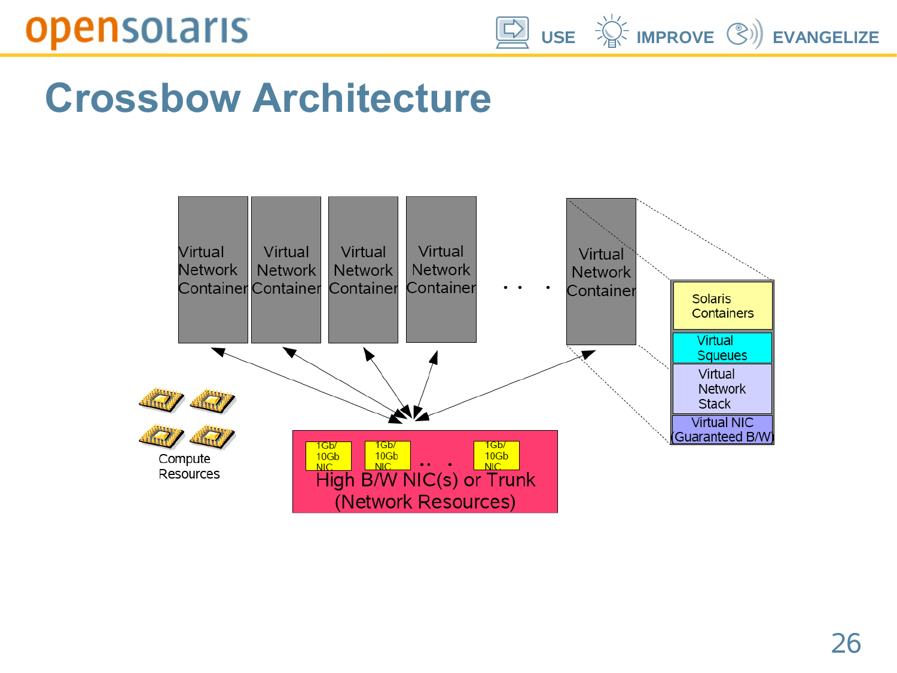# Crossbow Architecture

Virtual Network Container | Virtual Network Container | Virtual Network Container | Virtual Network Container | . . . | Virtual Network Container

Solaris Containers

Virtual Squeues

Virtual Network Stack

Virtual NIC (Guaranteed B/W)

Compute Resources

1Gb/ 10Gb NIC | 1Gb/ 10Gb NIC | . . . | 1Gb/ 10Gb NIC

High B/W NIC(s) or Trunk (Network Resources)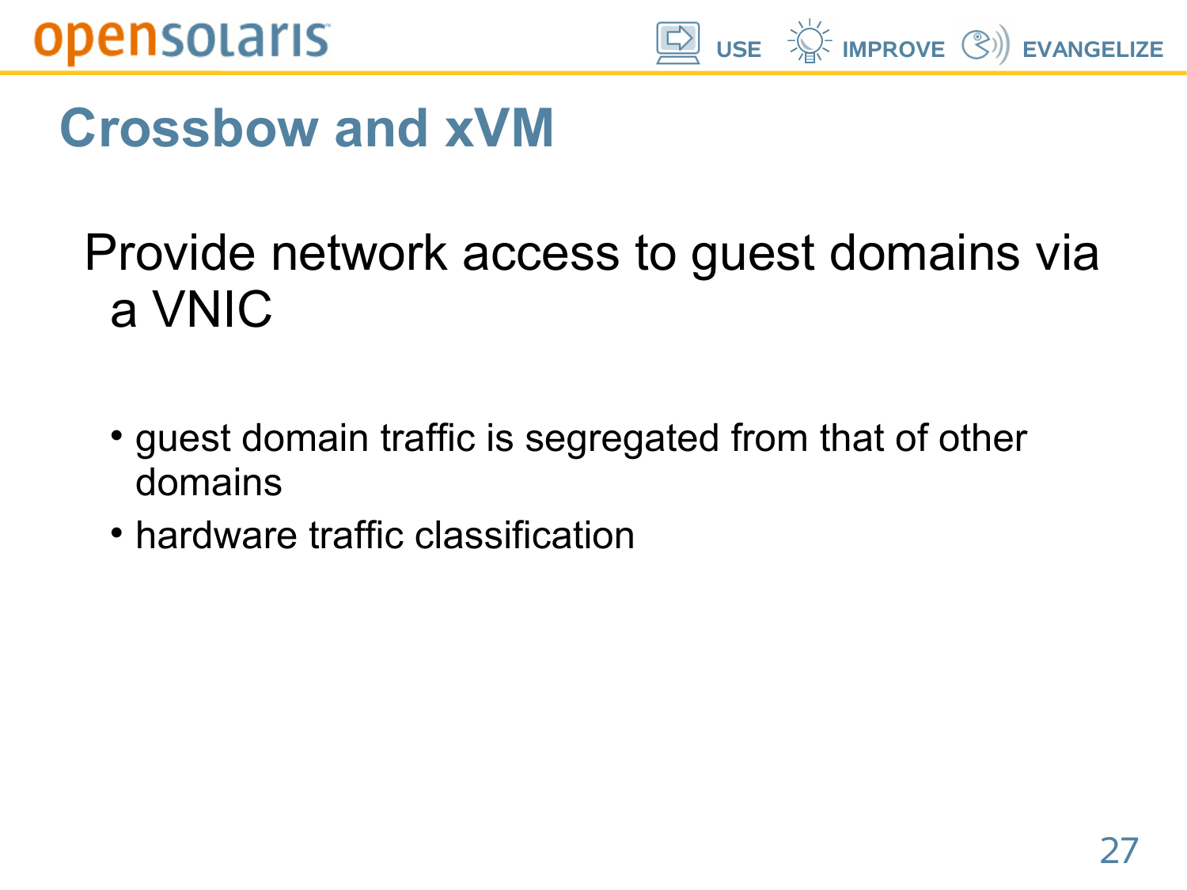# Crossbow and xVM

Provide network access to guest domains via a VNIC

- guest domain traffic is segregated from that of other domains
- hardware traffic classification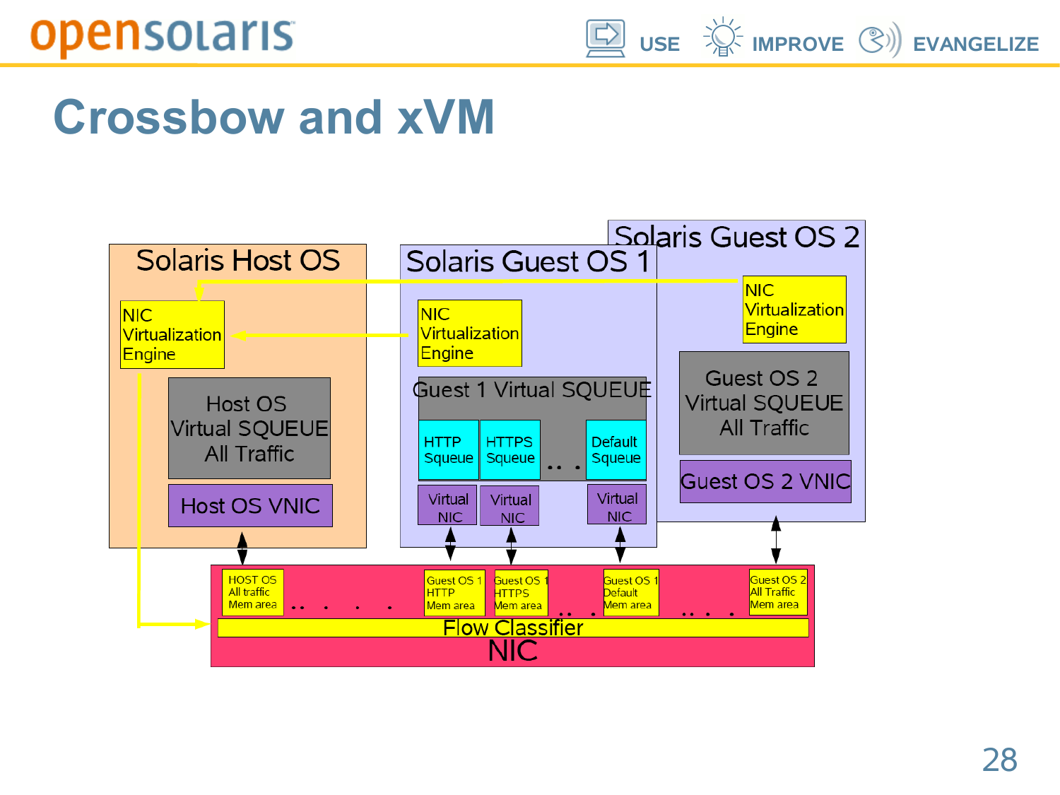# Crossbow and xVM

Solaris Host OS

NIC Virtualization Engine

Host OS Virtual SQUEUE All Traffic

Host OS VNIC

Solaris Guest OS 1

NIC Virtualization Engine

Guest 1 Virtual SQUEUE

HTTP Squeue

HTTPS Squeue

Default Squeue

Virtual NIC

Virtual NIC

Virtual NIC

Solaris Guest OS 2

NIC Virtualization Engine

Guest OS 2 Virtual SQUEUE All Traffic

Guest OS 2 VNIC

HOST OS All traffic Mem area

Guest OS 1 HTTP Mem area

Guest OS 1 HTTPS Mem area

Guest OS 1 Default Mem area

Guest OS 2 All Traffic Mem area

Flow Classifier

NIC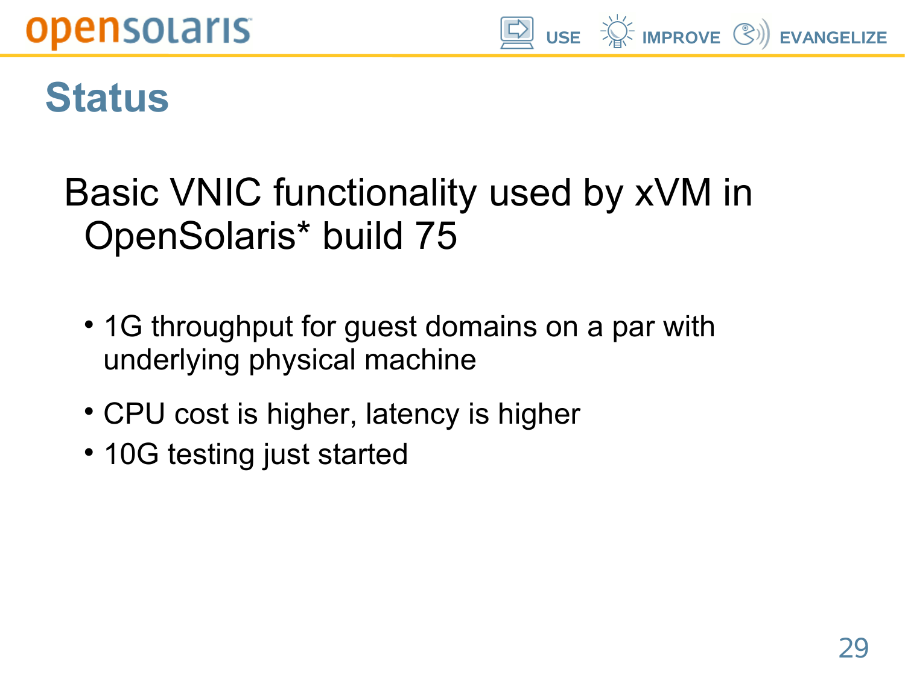# Status

Basic VNIC functionality used by xVM in OpenSolaris* build 75

- 1G throughput for guest domains on a par with underlying physical machine
- CPU cost is higher, latency is higher
- 10G testing just started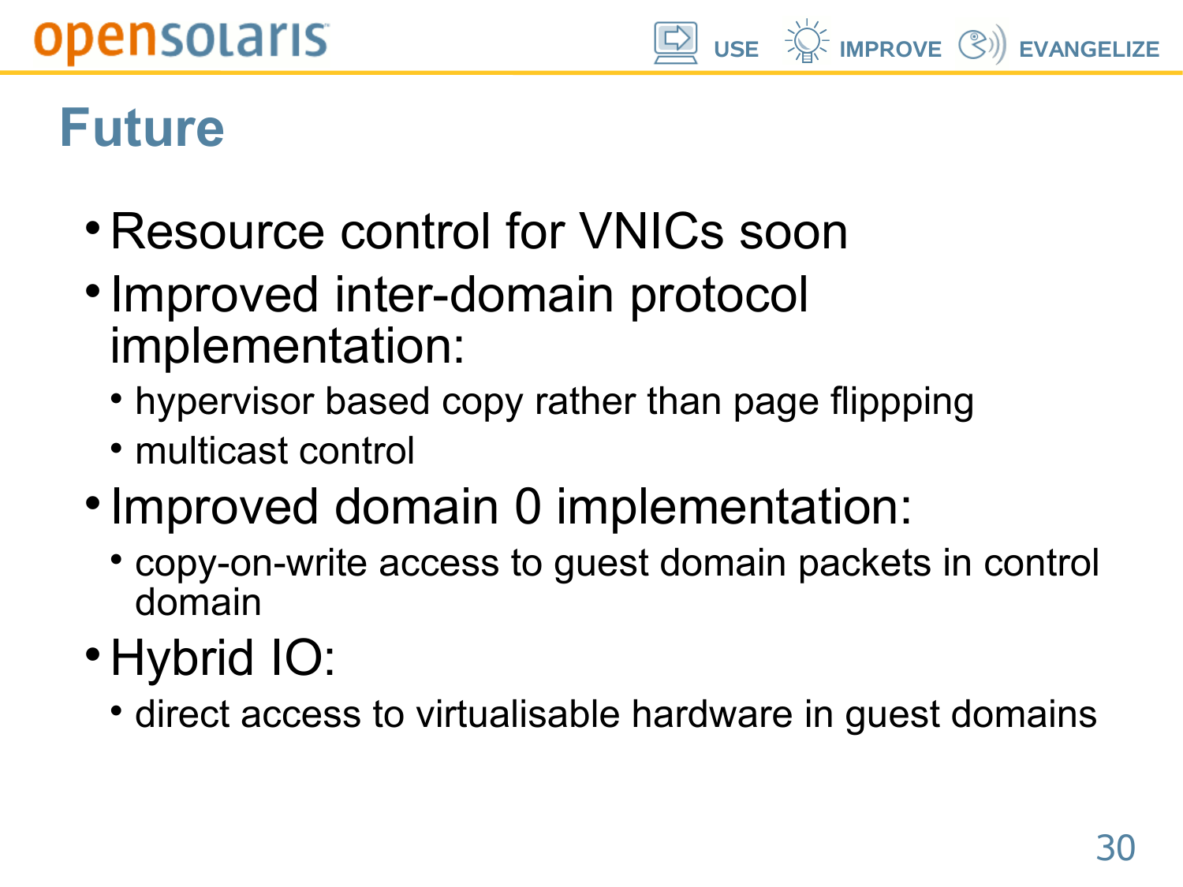# Future

- Resource control for VNICs soon
- Improved inter-domain protocol implementation:
  - hypervisor based copy rather than page flippping
  - multicast control
- Improved domain 0 implementation:
  - copy-on-write access to guest domain packets in control domain
- Hybrid IO:
  - direct access to virtualisable hardware in guest domains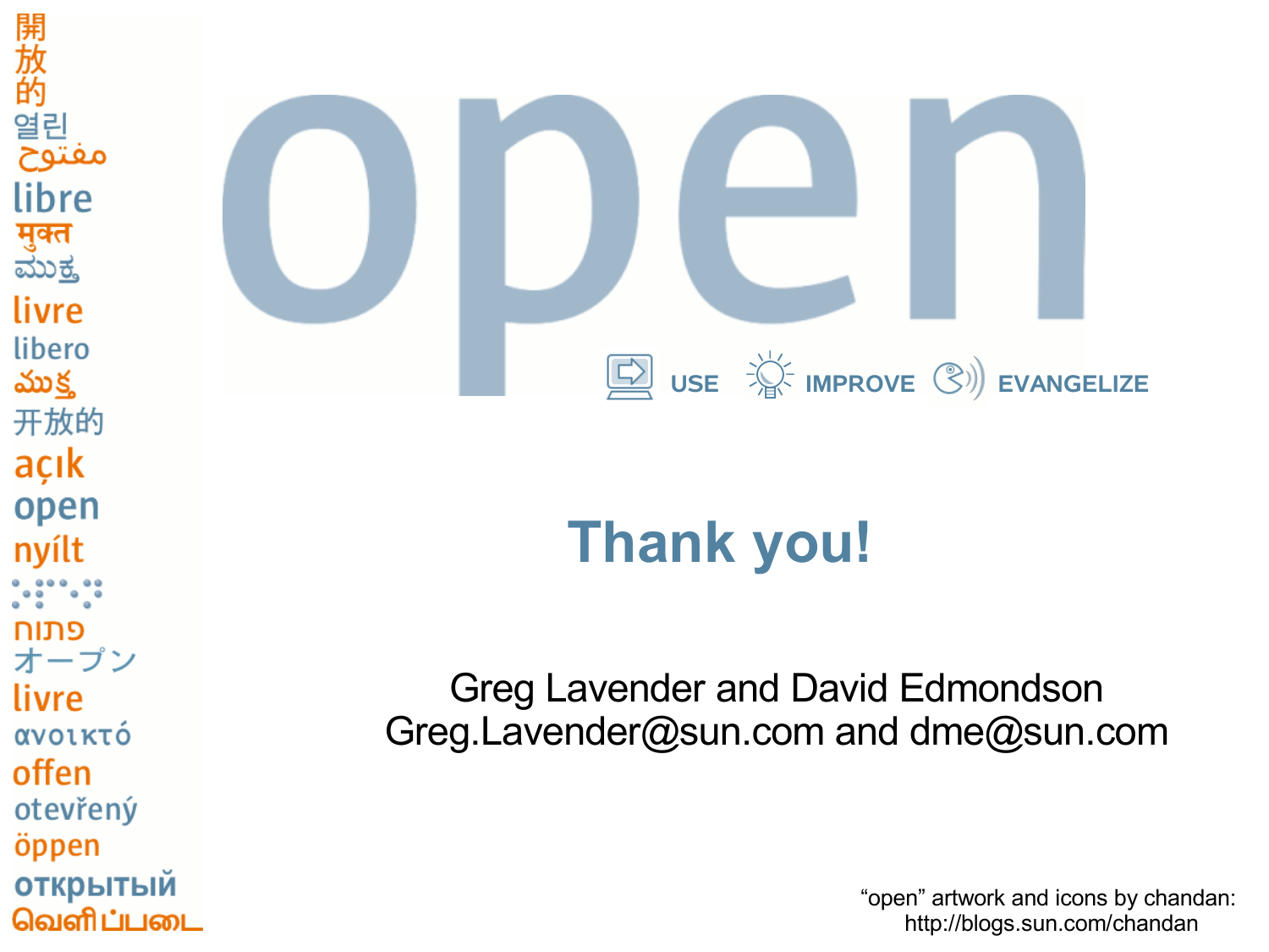開
放
的
열린
مفتوح
libre
मुक्त
ಮುಕ್ತ
livre
libero
ముక్త
开放的
açık
open
nyílt
⠕⠏⠑⠝
פתוח
オープン
livre
ανοικτό
offen
otevřený
öppen
открытый
வெளிப்படை

# open

USE IMPROVE EVANGELIZE

## Thank you!

Greg Lavender and David Edmondson
Greg.Lavender@sun.com and dme@sun.com

“open” artwork and icons by chandan:
http://blogs.sun.com/chandan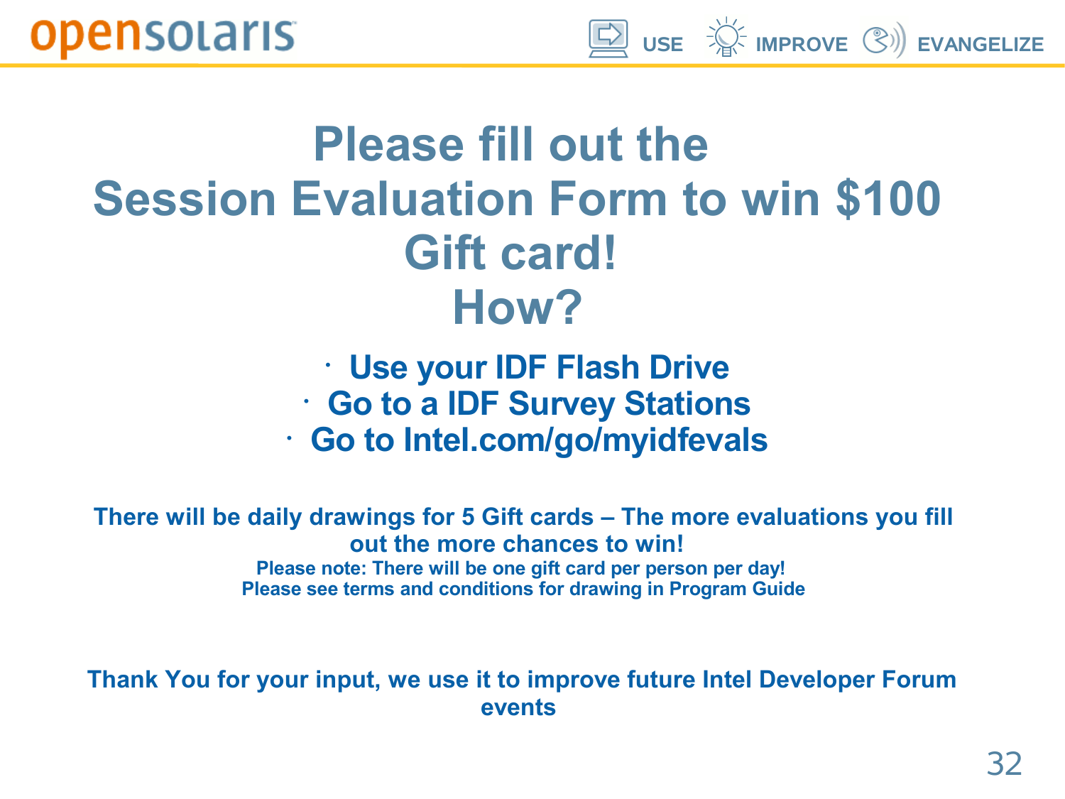# Please fill out the Session Evaluation Form to win $100 Gift card! How?

- Use your IDF Flash Drive
- Go to a IDF Survey Stations
- Go to Intel.com/go/myidfevals

**There will be daily drawings for 5 Gift cards – The more evaluations you fill out the more chances to win!**

**Please note: There will be one gift card per person per day!**
**Please see terms and conditions for drawing in Program Guide**

**Thank You for your input, we use it to improve future Intel Developer Forum events**